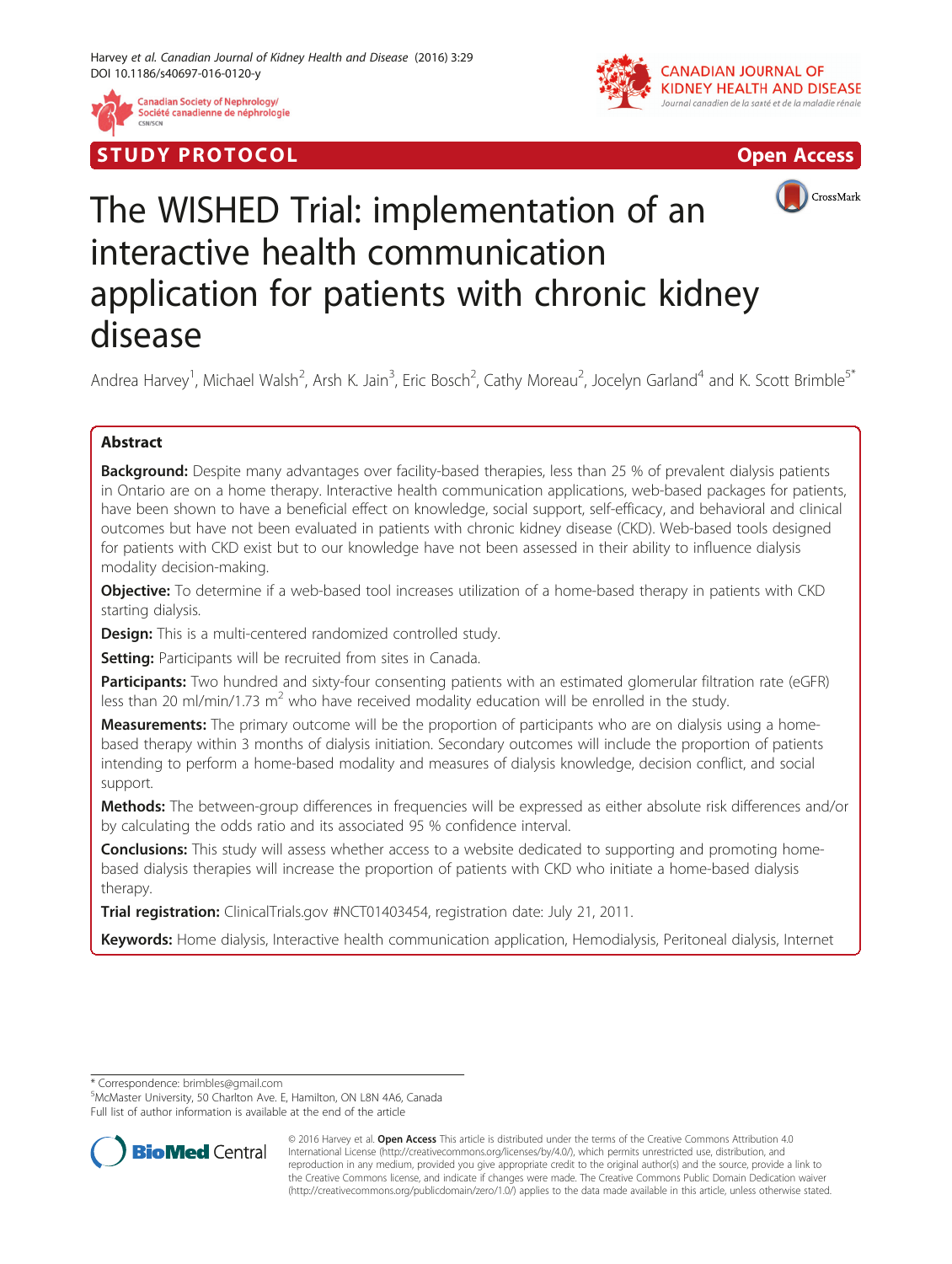STUDY PROTOCOL

Open Access

# The WISHED Trial: implementation of an interactive health communication application for patients with chronic kidney disease

Andrea Harvey[1], Michael Walsh[2], Arsh K. Jain[3], Eric Bosch[2], Cathy Moreau[2], Jocelyn Garland[4] and K. Scott Brimble[5*]

## Abstract

**Background:** Despite many advantages over facility-based therapies, less than 25 % of prevalent dialysis patients in Ontario are on a home therapy. Interactive health communication applications, web-based packages for patients, have been shown to have a beneficial effect on knowledge, social support, self-efficacy, and behavioral and clinical outcomes but have not been evaluated in patients with chronic kidney disease (CKD). Web-based tools designed for patients with CKD exist but to our knowledge have not been assessed in their ability to influence dialysis modality decision-making.

**Objective:** To determine if a web-based tool increases utilization of a home-based therapy in patients with CKD starting dialysis.

**Design:** This is a multi-centered randomized controlled study.

**Setting:** Participants will be recruited from sites in Canada.

**Participants:** Two hundred and sixty-four consenting patients with an estimated glomerular filtration rate (eGFR) less than 20 ml/min/1.73 $m^2$ who have received modality education will be enrolled in the study.

**Measurements:** The primary outcome will be the proportion of participants who are on dialysis using a home-based therapy within 3 months of dialysis initiation. Secondary outcomes will include the proportion of patients intending to perform a home-based modality and measures of dialysis knowledge, decision conflict, and social support.

**Methods:** The between-group differences in frequencies will be expressed as either absolute risk differences and/or by calculating the odds ratio and its associated 95 % confidence interval.

**Conclusions:** This study will assess whether access to a website dedicated to supporting and promoting home-based dialysis therapies will increase the proportion of patients with CKD who initiate a home-based dialysis therapy.

**Trial registration:** ClinicalTrials.gov #NCT01403454, registration date: July 21, 2011.

**Keywords:** Home dialysis, Interactive health communication application, Hemodialysis, Peritoneal dialysis, Internet

---

* Correspondence: brimbles@gmail.com
[5]McMaster University, 50 Charlton Ave. E, Hamilton, ON L8N 4A6, Canada
Full list of author information is available at the end of the article

© 2016 Harvey et al. **Open Access** This article is distributed under the terms of the Creative Commons Attribution 4.0 International License (http://creativecommons.org/licenses/by/4.0/), which permits unrestricted use, distribution, and reproduction in any medium, provided you give appropriate credit to the original author(s) and the source, provide a link to the Creative Commons license, and indicate if changes were made. The Creative Commons Public Domain Dedication waiver (http://creativecommons.org/publicdomain/zero/1.0/) applies to the data made available in this article, unless otherwise stated.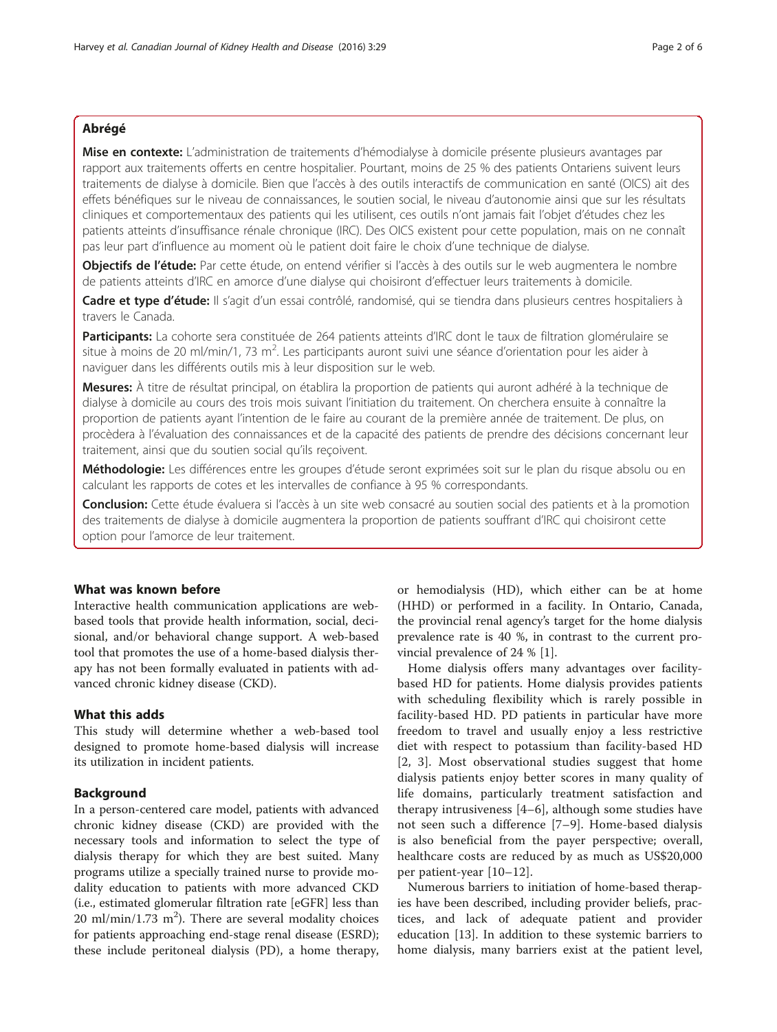## Abrégé

**Mise en contexte:** L'administration de traitements d'hémodialyse à domicile présente plusieurs avantages par rapport aux traitements offerts en centre hospitalier. Pourtant, moins de 25 % des patients Ontariens suivent leurs traitements de dialyse à domicile. Bien que l'accès à des outils interactifs de communication en santé (OICS) ait des effets bénéfiques sur le niveau de connaissances, le soutien social, le niveau d'autonomie ainsi que sur les résultats cliniques et comportementaux des patients qui les utilisent, ces outils n'ont jamais fait l'objet d'études chez les patients atteints d'insuffisance rénale chronique (IRC). Des OICS existent pour cette population, mais on ne connaît pas leur part d'influence au moment où le patient doit faire le choix d'une technique de dialyse.

**Objectifs de l'étude:** Par cette étude, on entend vérifier si l'accès à des outils sur le web augmentera le nombre de patients atteints d'IRC en amorce d'une dialyse qui choisiront d'effectuer leurs traitements à domicile.

**Cadre et type d'étude:** Il s'agit d'un essai contrôlé, randomisé, qui se tiendra dans plusieurs centres hospitaliers à travers le Canada.

**Participants:** La cohorte sera constituée de 264 patients atteints d'IRC dont le taux de filtration glomérulaire se situe à moins de 20 ml/min/1, 73 $m^2$. Les participants auront suivi une séance d'orientation pour les aider à naviguer dans les différents outils mis à leur disposition sur le web.

**Mesures:** À titre de résultat principal, on établira la proportion de patients qui auront adhéré à la technique de dialyse à domicile au cours des trois mois suivant l'initiation du traitement. On cherchera ensuite à connaître la proportion de patients ayant l'intention de le faire au courant de la première année de traitement. De plus, on procèdera à l'évaluation des connaissances et de la capacité des patients de prendre des décisions concernant leur traitement, ainsi que du soutien social qu'ils reçoivent.

**Méthodologie:** Les différences entre les groupes d'étude seront exprimées soit sur le plan du risque absolu ou en calculant les rapports de cotes et les intervalles de confiance à 95 % correspondants.

**Conclusion:** Cette étude évaluera si l'accès à un site web consacré au soutien social des patients et à la promotion des traitements de dialyse à domicile augmentera la proportion de patients souffrant d'IRC qui choisiront cette option pour l'amorce de leur traitement.

## What was known before

Interactive health communication applications are web-based tools that provide health information, social, decisional, and/or behavioral change support. A web-based tool that promotes the use of a home-based dialysis therapy has not been formally evaluated in patients with advanced chronic kidney disease (CKD).

## What this adds

This study will determine whether a web-based tool designed to promote home-based dialysis will increase its utilization in incident patients.

## Background

In a person-centered care model, patients with advanced chronic kidney disease (CKD) are provided with the necessary tools and information to select the type of dialysis therapy for which they are best suited. Many programs utilize a specially trained nurse to provide modality education to patients with more advanced CKD (i.e., estimated glomerular filtration rate [eGFR] less than 20 ml/min/1.73 $m^2$). There are several modality choices for patients approaching end-stage renal disease (ESRD); these include peritoneal dialysis (PD), a home therapy, or hemodialysis (HD), which either can be at home (HHD) or performed in a facility. In Ontario, Canada, the provincial renal agency's target for the home dialysis prevalence rate is 40 %, in contrast to the current provincial prevalence of 24 % [1].

Home dialysis offers many advantages over facility-based HD for patients. Home dialysis provides patients with scheduling flexibility which is rarely possible in facility-based HD. PD patients in particular have more freedom to travel and usually enjoy a less restrictive diet with respect to potassium than facility-based HD [2, 3]. Most observational studies suggest that home dialysis patients enjoy better scores in many quality of life domains, particularly treatment satisfaction and therapy intrusiveness [4–6], although some studies have not seen such a difference [7–9]. Home-based dialysis is also beneficial from the payer perspective; overall, healthcare costs are reduced by as much as US$20,000 per patient-year [10–12].

Numerous barriers to initiation of home-based therapies have been described, including provider beliefs, practices, and lack of adequate patient and provider education [13]. In addition to these systemic barriers to home dialysis, many barriers exist at the patient level,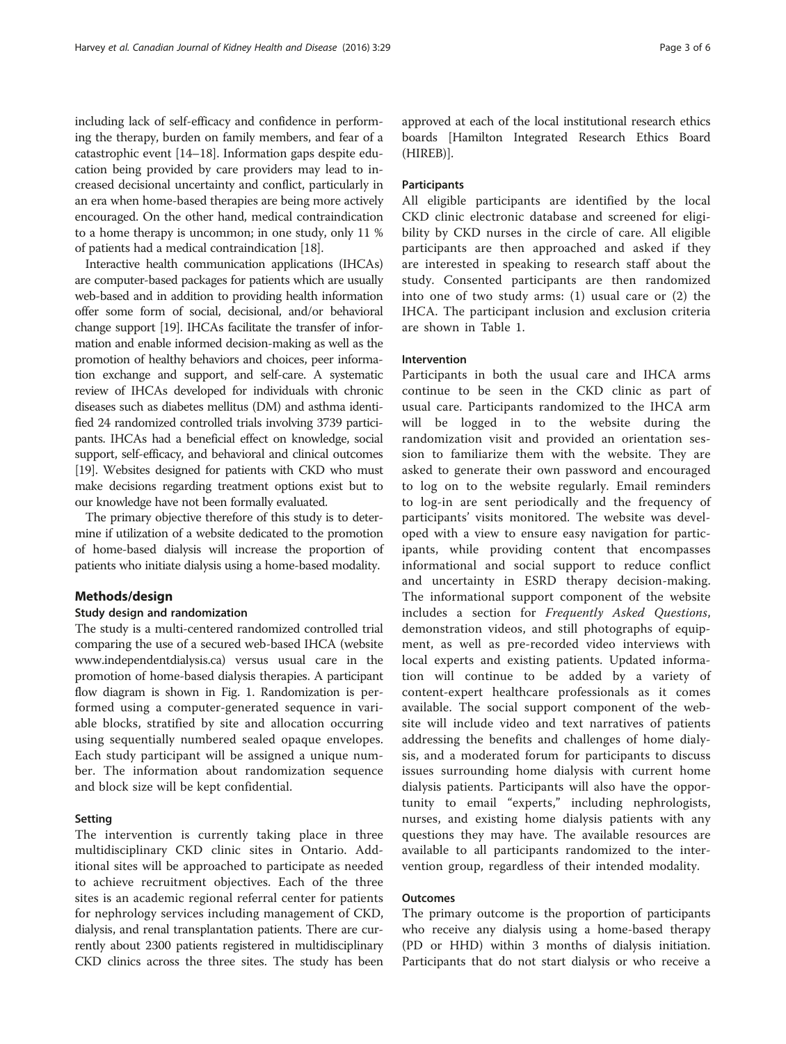including lack of self-efficacy and confidence in performing the therapy, burden on family members, and fear of a catastrophic event [14–18]. Information gaps despite education being provided by care providers may lead to increased decisional uncertainty and conflict, particularly in an era when home-based therapies are being more actively encouraged. On the other hand, medical contraindication to a home therapy is uncommon; in one study, only 11 % of patients had a medical contraindication [18].

Interactive health communication applications (IHCAs) are computer-based packages for patients which are usually web-based and in addition to providing health information offer some form of social, decisional, and/or behavioral change support [19]. IHCAs facilitate the transfer of information and enable informed decision-making as well as the promotion of healthy behaviors and choices, peer information exchange and support, and self-care. A systematic review of IHCAs developed for individuals with chronic diseases such as diabetes mellitus (DM) and asthma identified 24 randomized controlled trials involving 3739 participants. IHCAs had a beneficial effect on knowledge, social support, self-efficacy, and behavioral and clinical outcomes [19]. Websites designed for patients with CKD who must make decisions regarding treatment options exist but to our knowledge have not been formally evaluated.

The primary objective therefore of this study is to determine if utilization of a website dedicated to the promotion of home-based dialysis will increase the proportion of patients who initiate dialysis using a home-based modality.

## Methods/design

### Study design and randomization

The study is a multi-centered randomized controlled trial comparing the use of a secured web-based IHCA (website www.independentdialysis.ca) versus usual care in the promotion of home-based dialysis therapies. A participant flow diagram is shown in Fig. 1. Randomization is performed using a computer-generated sequence in variable blocks, stratified by site and allocation occurring using sequentially numbered sealed opaque envelopes. Each study participant will be assigned a unique number. The information about randomization sequence and block size will be kept confidential.

### Setting

The intervention is currently taking place in three multidisciplinary CKD clinic sites in Ontario. Additional sites will be approached to participate as needed to achieve recruitment objectives. Each of the three sites is an academic regional referral center for patients for nephrology services including management of CKD, dialysis, and renal transplantation patients. There are currently about 2300 patients registered in multidisciplinary CKD clinics across the three sites. The study has been approved at each of the local institutional research ethics boards [Hamilton Integrated Research Ethics Board (HIREB)].

### Participants

All eligible participants are identified by the local CKD clinic electronic database and screened for eligibility by CKD nurses in the circle of care. All eligible participants are then approached and asked if they are interested in speaking to research staff about the study. Consented participants are then randomized into one of two study arms: (1) usual care or (2) the IHCA. The participant inclusion and exclusion criteria are shown in Table 1.

### Intervention

Participants in both the usual care and IHCA arms continue to be seen in the CKD clinic as part of usual care. Participants randomized to the IHCA arm will be logged in to the website during the randomization visit and provided an orientation session to familiarize them with the website. They are asked to generate their own password and encouraged to log on to the website regularly. Email reminders to log-in are sent periodically and the frequency of participants' visits monitored. The website was developed with a view to ensure easy navigation for participants, while providing content that encompasses informational and social support to reduce conflict and uncertainty in ESRD therapy decision-making. The informational support component of the website includes a section for *Frequently Asked Questions*, demonstration videos, and still photographs of equipment, as well as pre-recorded video interviews with local experts and existing patients. Updated information will continue to be added by a variety of content-expert healthcare professionals as it comes available. The social support component of the website will include video and text narratives of patients addressing the benefits and challenges of home dialysis, and a moderated forum for participants to discuss issues surrounding home dialysis with current home dialysis patients. Participants will also have the opportunity to email "experts," including nephrologists, nurses, and existing home dialysis patients with any questions they may have. The available resources are available to all participants randomized to the intervention group, regardless of their intended modality.

### Outcomes

The primary outcome is the proportion of participants who receive any dialysis using a home-based therapy (PD or HHD) within 3 months of dialysis initiation. Participants that do not start dialysis or who receive a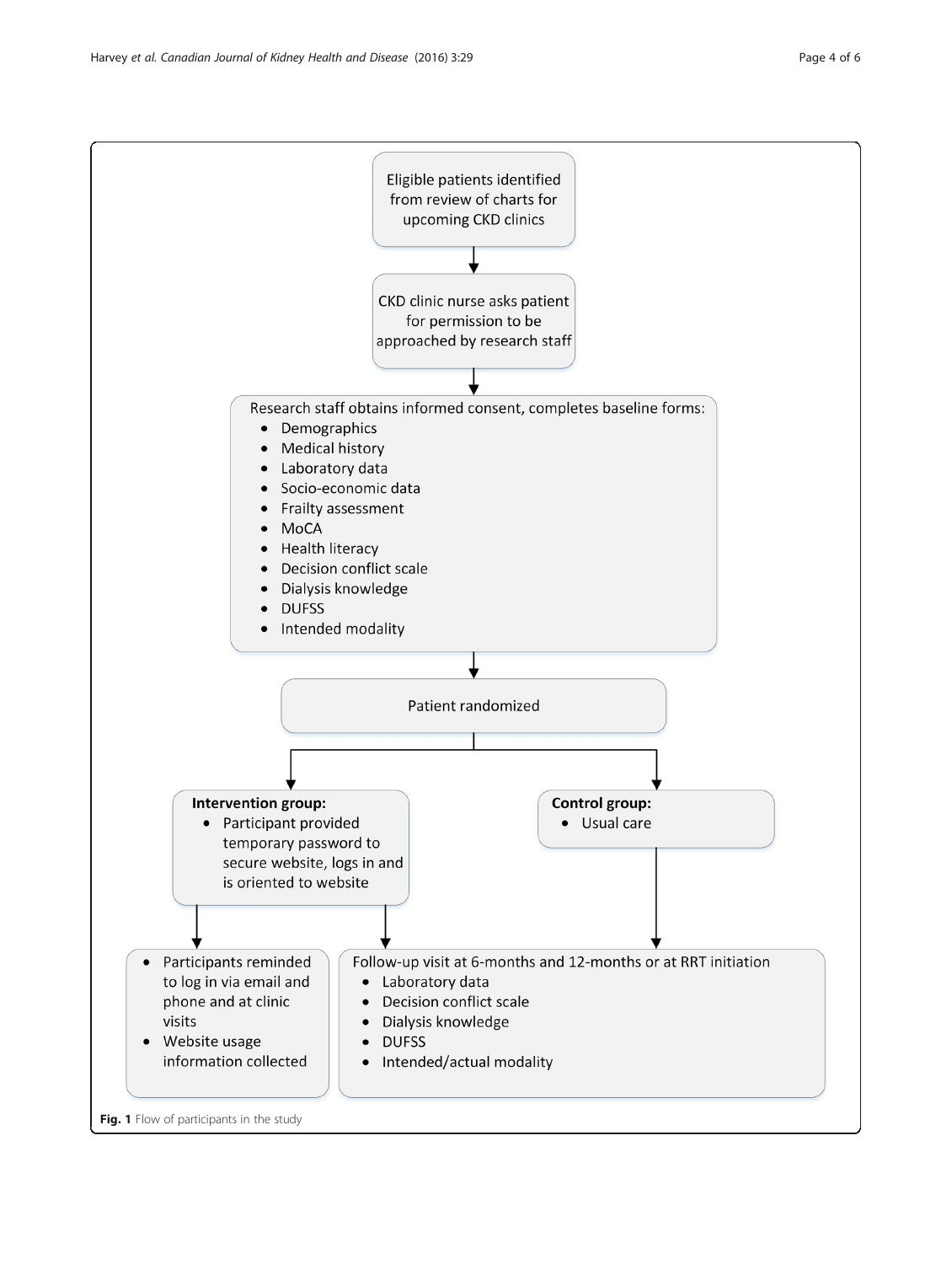Eligible patients identified from review of charts for upcoming CKD clinics

↓

CKD clinic nurse asks patient for permission to be approached by research staff

↓

Research staff obtains informed consent, completes baseline forms:

- Demographics
- Medical history
- Laboratory data
- Socio-economic data
- Frailty assessment
- MoCA
- Health literacy
- Decision conflict scale
- Dialysis knowledge
- DUFSS
- Intended modality

↓

Patient randomized

↓

**Intervention group:**

- Participant provided temporary password to secure website, logs in and is oriented to website

**Control group:**

- Usual care

↓

- Participants reminded to log in via email and phone and at clinic visits
- Website usage information collected

Follow-up visit at 6-months and 12-months or at RRT initiation

- Laboratory data
- Decision conflict scale
- Dialysis knowledge
- DUFSS
- Intended/actual modality

**Fig. 1** Flow of participants in the study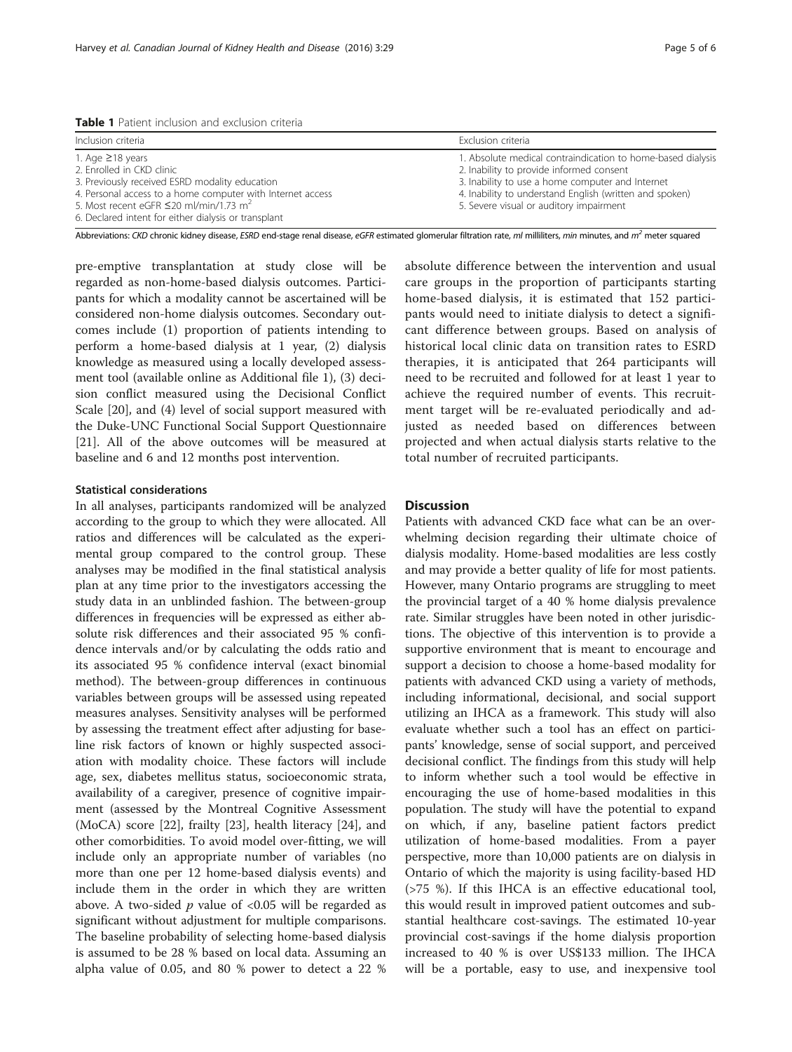**Table 1** Patient inclusion and exclusion criteria

| Inclusion criteria | Exclusion criteria |
| --- | --- |
| 1. Age ≥18 years<br>2. Enrolled in CKD clinic<br>3. Previously received ESRD modality education<br>4. Personal access to a home computer with Internet access<br>5. Most recent eGFR ≤20 ml/min/1.73 $m^2$<br>6. Declared intent for either dialysis or transplant | 1. Absolute medical contraindication to home-based dialysis<br>2. Inability to provide informed consent<br>3. Inability to use a home computer and Internet<br>4. Inability to understand English (written and spoken)<br>5. Severe visual or auditory impairment |

Abbreviations: *CKD* chronic kidney disease, *ESRD* end-stage renal disease, *eGFR* estimated glomerular filtration rate, *ml* milliliters, *min* minutes, and $m^2$ meter squared

pre-emptive transplantation at study close will be regarded as non-home-based dialysis outcomes. Participants for which a modality cannot be ascertained will be considered non-home dialysis outcomes. Secondary outcomes include (1) proportion of patients intending to perform a home-based dialysis at 1 year, (2) dialysis knowledge as measured using a locally developed assessment tool (available online as Additional file 1), (3) decision conflict measured using the Decisional Conflict Scale [20], and (4) level of social support measured with the Duke-UNC Functional Social Support Questionnaire [21]. All of the above outcomes will be measured at baseline and 6 and 12 months post intervention.

### Statistical considerations

In all analyses, participants randomized will be analyzed according to the group to which they were allocated. All ratios and differences will be calculated as the experimental group compared to the control group. These analyses may be modified in the final statistical analysis plan at any time prior to the investigators accessing the study data in an unblinded fashion. The between-group differences in frequencies will be expressed as either absolute risk differences and their associated 95 % confidence intervals and/or by calculating the odds ratio and its associated 95 % confidence interval (exact binomial method). The between-group differences in continuous variables between groups will be assessed using repeated measures analyses. Sensitivity analyses will be performed by assessing the treatment effect after adjusting for baseline risk factors of known or highly suspected association with modality choice. These factors will include age, sex, diabetes mellitus status, socioeconomic strata, availability of a caregiver, presence of cognitive impairment (assessed by the Montreal Cognitive Assessment (MoCA) score [22], frailty [23], health literacy [24], and other comorbidities. To avoid model over-fitting, we will include only an appropriate number of variables (no more than one per 12 home-based dialysis events) and include them in the order in which they are written above. A two-sided $p$ value of <0.05 will be regarded as significant without adjustment for multiple comparisons. The baseline probability of selecting home-based dialysis is assumed to be 28 % based on local data. Assuming an alpha value of 0.05, and 80 % power to detect a 22 % absolute difference between the intervention and usual care groups in the proportion of participants starting home-based dialysis, it is estimated that 152 participants would need to initiate dialysis to detect a significant difference between groups. Based on analysis of historical local clinic data on transition rates to ESRD therapies, it is anticipated that 264 participants will need to be recruited and followed for at least 1 year to achieve the required number of events. This recruitment target will be re-evaluated periodically and adjusted as needed based on differences between projected and when actual dialysis starts relative to the total number of recruited participants.

## Discussion

Patients with advanced CKD face what can be an overwhelming decision regarding their ultimate choice of dialysis modality. Home-based modalities are less costly and may provide a better quality of life for most patients. However, many Ontario programs are struggling to meet the provincial target of a 40 % home dialysis prevalence rate. Similar struggles have been noted in other jurisdictions. The objective of this intervention is to provide a supportive environment that is meant to encourage and support a decision to choose a home-based modality for patients with advanced CKD using a variety of methods, including informational, decisional, and social support utilizing an IHCA as a framework. This study will also evaluate whether such a tool has an effect on participants' knowledge, sense of social support, and perceived decisional conflict. The findings from this study will help to inform whether such a tool would be effective in encouraging the use of home-based modalities in this population. The study will have the potential to expand on which, if any, baseline patient factors predict utilization of home-based modalities. From a payer perspective, more than 10,000 patients are on dialysis in Ontario of which the majority is using facility-based HD (>75 %). If this IHCA is an effective educational tool, this would result in improved patient outcomes and substantial healthcare cost-savings. The estimated 10-year provincial cost-savings if the home dialysis proportion increased to 40 % is over US$133 million. The IHCA will be a portable, easy to use, and inexpensive tool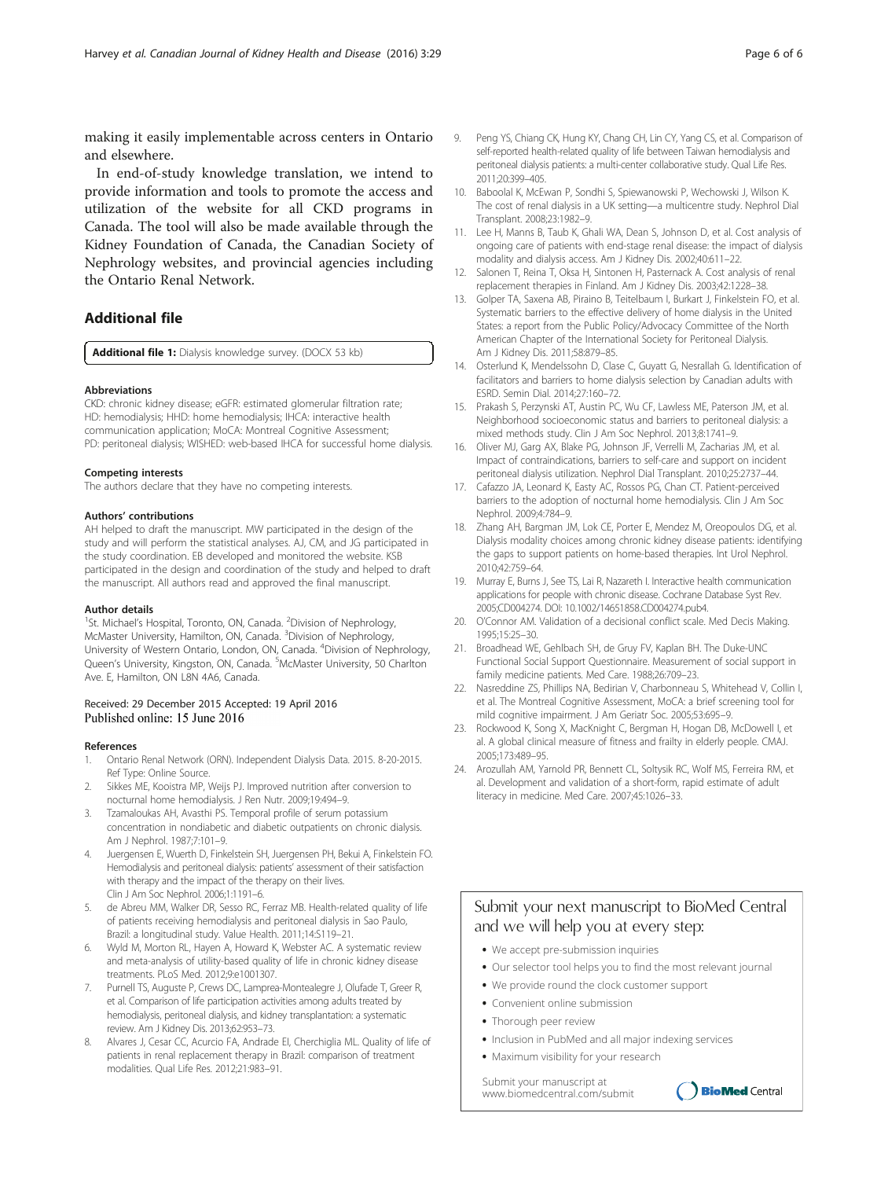making it easily implementable across centers in Ontario and elsewhere.

In end-of-study knowledge translation, we intend to provide information and tools to promote the access and utilization of the website for all CKD programs in Canada. The tool will also be made available through the Kidney Foundation of Canada, the Canadian Society of Nephrology websites, and provincial agencies including the Ontario Renal Network.

## Additional file

**Additional file 1:** Dialysis knowledge survey. (DOCX 53 kb)

#### Abbreviations

CKD: chronic kidney disease; eGFR: estimated glomerular filtration rate; HD: hemodialysis; HHD: home hemodialysis; IHCA: interactive health communication application; MoCA: Montreal Cognitive Assessment; PD: peritoneal dialysis; WISHED: web-based IHCA for successful home dialysis.

#### Competing interests

The authors declare that they have no competing interests.

#### Authors' contributions

AH helped to draft the manuscript. MW participated in the design of the study and will perform the statistical analyses. AJ, CM, and JG participated in the study coordination. EB developed and monitored the website. KSB participated in the design and coordination of the study and helped to draft the manuscript. All authors read and approved the final manuscript.

#### Author details

[1]St. Michael's Hospital, Toronto, ON, Canada. [2]Division of Nephrology, McMaster University, Hamilton, ON, Canada. [3]Division of Nephrology, University of Western Ontario, London, ON, Canada. [4]Division of Nephrology, Queen's University, Kingston, ON, Canada. [5]McMaster University, 50 Charlton Ave. E, Hamilton, ON L8N 4A6, Canada.

Received: 29 December 2015 Accepted: 19 April 2016
Published online: 15 June 2016

#### References

1. Ontario Renal Network (ORN). Independent Dialysis Data. 2015. 8-20-2015. Ref Type: Online Source.
2. Sikkes ME, Kooistra MP, Weijs PJ. Improved nutrition after conversion to nocturnal home hemodialysis. J Ren Nutr. 2009;19:494–9.
3. Tzamaloukas AH, Avasthi PS. Temporal profile of serum potassium concentration in nondiabetic and diabetic outpatients on chronic dialysis. Am J Nephrol. 1987;7:101–9.
4. Juergensen E, Wuerth D, Finkelstein SH, Juergensen PH, Bekui A, Finkelstein FO. Hemodialysis and peritoneal dialysis: patients' assessment of their satisfaction with therapy and the impact of the therapy on their lives. Clin J Am Soc Nephrol. 2006;1:1191–6.
5. de Abreu MM, Walker DR, Sesso RC, Ferraz MB. Health-related quality of life of patients receiving hemodialysis and peritoneal dialysis in Sao Paulo, Brazil: a longitudinal study. Value Health. 2011;14:S119–21.
6. Wyld M, Morton RL, Hayen A, Howard K, Webster AC. A systematic review and meta-analysis of utility-based quality of life in chronic kidney disease treatments. PLoS Med. 2012;9:e1001307.
7. Purnell TS, Auguste P, Crews DC, Lamprea-Montealegre J, Olufade T, Greer R, et al. Comparison of life participation activities among adults treated by hemodialysis, peritoneal dialysis, and kidney transplantation: a systematic review. Am J Kidney Dis. 2013;62:953–73.
8. Alvares J, Cesar CC, Acurcio FA, Andrade EI, Cherchiglia ML. Quality of life of patients in renal replacement therapy in Brazil: comparison of treatment modalities. Qual Life Res. 2012;21:983–91.
9. Peng YS, Chiang CK, Hung KY, Chang CH, Lin CY, Yang CS, et al. Comparison of self-reported health-related quality of life between Taiwan hemodialysis and peritoneal dialysis patients: a multi-center collaborative study. Qual Life Res. 2011;20:399–405.
10. Baboolal K, McEwan P, Sondhi S, Spiewanowski P, Wechowski J, Wilson K. The cost of renal dialysis in a UK setting—a multicentre study. Nephrol Dial Transplant. 2008;23:1982–9.
11. Lee H, Manns B, Taub K, Ghali WA, Dean S, Johnson D, et al. Cost analysis of ongoing care of patients with end-stage renal disease: the impact of dialysis modality and dialysis access. Am J Kidney Dis. 2002;40:611–22.
12. Salonen T, Reina T, Oksa H, Sintonen H, Pasternack A. Cost analysis of renal replacement therapies in Finland. Am J Kidney Dis. 2003;42:1228–38.
13. Golper TA, Saxena AB, Piraino B, Teitelbaum I, Burkart J, Finkelstein FO, et al. Systematic barriers to the effective delivery of home dialysis in the United States: a report from the Public Policy/Advocacy Committee of the North American Chapter of the International Society for Peritoneal Dialysis. Am J Kidney Dis. 2011;58:879–85.
14. Osterlund K, Mendelssohn D, Clase C, Guyatt G, Nesrallah G. Identification of facilitators and barriers to home dialysis selection by Canadian adults with ESRD. Semin Dial. 2014;27:160–72.
15. Prakash S, Perzynski AT, Austin PC, Wu CF, Lawless ME, Paterson JM, et al. Neighborhood socioeconomic status and barriers to peritoneal dialysis: a mixed methods study. Clin J Am Soc Nephrol. 2013;8:1741–9.
16. Oliver MJ, Garg AX, Blake PG, Johnson JF, Verrelli M, Zacharias JM, et al. Impact of contraindications, barriers to self-care and support on incident peritoneal dialysis utilization. Nephrol Dial Transplant. 2010;25:2737–44.
17. Cafazzo JA, Leonard K, Easty AC, Rossos PG, Chan CT. Patient-perceived barriers to the adoption of nocturnal home hemodialysis. Clin J Am Soc Nephrol. 2009;4:784–9.
18. Zhang AH, Bargman JM, Lok CE, Porter E, Mendez M, Oreopoulos DG, et al. Dialysis modality choices among chronic kidney disease patients: identifying the gaps to support patients on home-based therapies. Int Urol Nephrol. 2010;42:759–64.
19. Murray E, Burns J, See TS, Lai R, Nazareth I. Interactive health communication applications for people with chronic disease. Cochrane Database Syst Rev. 2005;CD004274. DOI: 10.1002/14651858.CD004274.pub4.
20. O'Connor AM. Validation of a decisional conflict scale. Med Decis Making. 1995;15:25–30.
21. Broadhead WE, Gehlbach SH, de Gruy FV, Kaplan BH. The Duke-UNC Functional Social Support Questionnaire. Measurement of social support in family medicine patients. Med Care. 1988;26:709–23.
22. Nasreddine ZS, Phillips NA, Bedirian V, Charbonneau S, Whitehead V, Collin I, et al. The Montreal Cognitive Assessment, MoCA: a brief screening tool for mild cognitive impairment. J Am Geriatr Soc. 2005;53:695–9.
23. Rockwood K, Song X, MacKnight C, Bergman H, Hogan DB, McDowell I, et al. A global clinical measure of fitness and frailty in elderly people. CMAJ. 2005;173:489–95.
24. Arozullah AM, Yarnold PR, Bennett CL, Soltysik RC, Wolf MS, Ferreira RM, et al. Development and validation of a short-form, rapid estimate of adult literacy in medicine. Med Care. 2007;45:1026–33.

Submit your next manuscript to BioMed Central and we will help you at every step:

- We accept pre-submission inquiries
- Our selector tool helps you to find the most relevant journal
- We provide round the clock customer support
- Convenient online submission
- Thorough peer review
- Inclusion in PubMed and all major indexing services
- Maximum visibility for your research

Submit your manuscript at www.biomedcentral.com/submit

BioMed Central